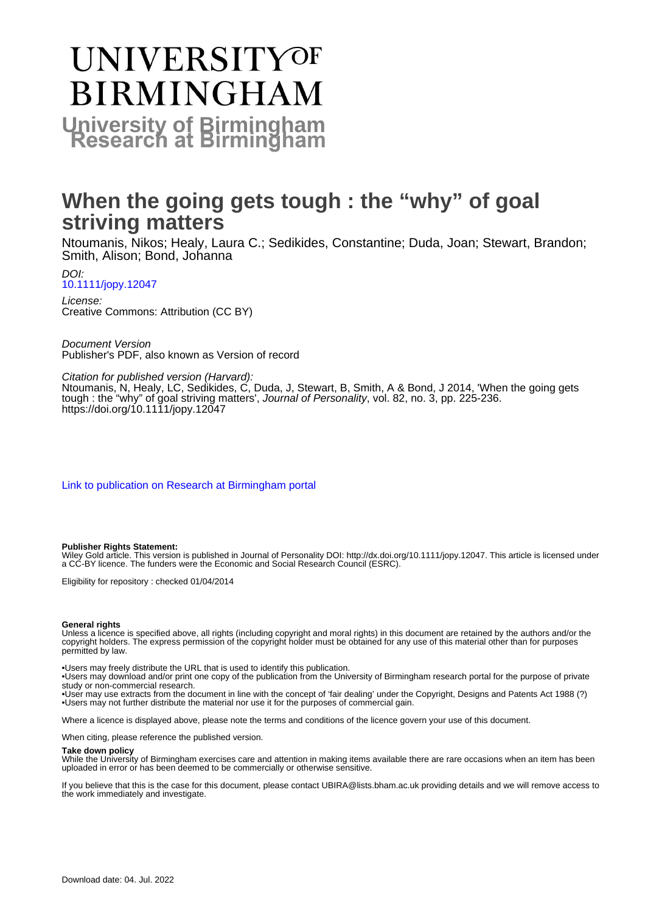# UNIVERSITY OF BIRMINGHAM

**University of Birmingham Research at Birmingham**

# When the going gets tough : the "why" of goal striving matters

Ntoumanis, Nikos; Healy, Laura C.; Sedikides, Constantine; Duda, Joan; Stewart, Brandon; Smith, Alison; Bond, Johanna

*DOI:*
10.1111/jopy.12047

*License:*
Creative Commons: Attribution (CC BY)

*Document Version*
Publisher's PDF, also known as Version of record

*Citation for published version (Harvard):*
Ntoumanis, N, Healy, LC, Sedikides, C, Duda, J, Stewart, B, Smith, A & Bond, J 2014, 'When the going gets tough : the "why" of goal striving matters', *Journal of Personality*, vol. 82, no. 3, pp. 225-236. https://doi.org/10.1111/jopy.12047

Link to publication on Research at Birmingham portal

**Publisher Rights Statement:**
Wiley Gold article. This version is published in Journal of Personality DOI: http://dx.doi.org/10.1111/jopy.12047. This article is licensed under a CC-BY licence. The funders were the Economic and Social Research Council (ESRC).

Eligibility for repository : checked 01/04/2014

**General rights**
Unless a licence is specified above, all rights (including copyright and moral rights) in this document are retained by the authors and/or the copyright holders. The express permission of the copyright holder must be obtained for any use of this material other than for purposes permitted by law.

•Users may freely distribute the URL that is used to identify this publication.
•Users may download and/or print one copy of the publication from the University of Birmingham research portal for the purpose of private study or non-commercial research.
•User may use extracts from the document in line with the concept of 'fair dealing' under the Copyright, Designs and Patents Act 1988 (?)
•Users may not further distribute the material nor use it for the purposes of commercial gain.

Where a licence is displayed above, please note the terms and conditions of the licence govern your use of this document.

When citing, please reference the published version.

**Take down policy**
While the University of Birmingham exercises care and attention in making items available there are rare occasions when an item has been uploaded in error or has been deemed to be commercially or otherwise sensitive.

If you believe that this is the case for this document, please contact UBIRA@lists.bham.ac.uk providing details and we will remove access to the work immediately and investigate.

Download date: 04. Jul. 2022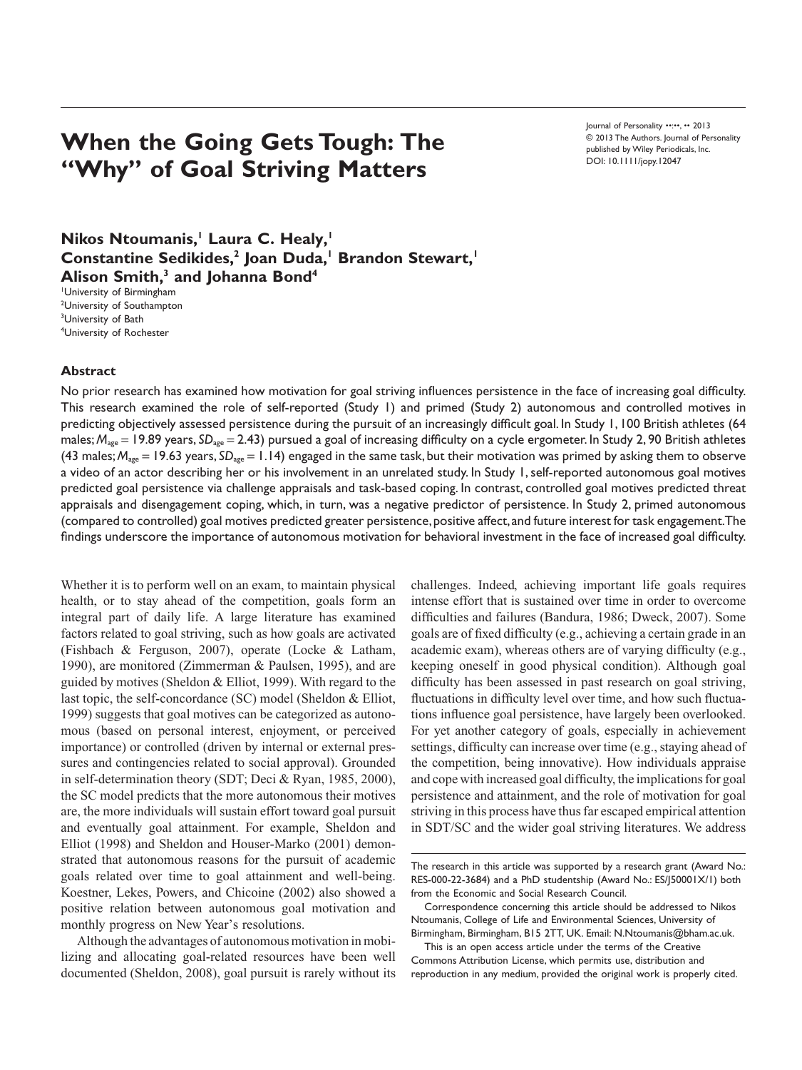# When the Going Gets Tough: The "Why" of Goal Striving Matters

Nikos Ntoumanis,[1] Laura C. Healy,[1] Constantine Sedikides,[2] Joan Duda,[1] Brandon Stewart,[1] Alison Smith,[3] and Johanna Bond[4]

[1]University of Birmingham
[2]University of Southampton
[3]University of Bath
[4]University of Rochester

Journal of Personality ••:••, •• 2013
© 2013 The Authors. Journal of Personality published by Wiley Periodicals, Inc.
DOI: 10.1111/jopy.12047

## Abstract

No prior research has examined how motivation for goal striving influences persistence in the face of increasing goal difficulty. This research examined the role of self-reported (Study 1) and primed (Study 2) autonomous and controlled motives in predicting objectively assessed persistence during the pursuit of an increasingly difficult goal. In Study 1, 100 British athletes (64 males; $M_{age} = 19.89$ years, $SD_{age} = 2.43$) pursued a goal of increasing difficulty on a cycle ergometer. In Study 2, 90 British athletes (43 males; $M_{age} = 19.63$ years, $SD_{age} = 1.14$) engaged in the same task, but their motivation was primed by asking them to observe a video of an actor describing her or his involvement in an unrelated study. In Study 1, self-reported autonomous goal motives predicted goal persistence via challenge appraisals and task-based coping. In contrast, controlled goal motives predicted threat appraisals and disengagement coping, which, in turn, was a negative predictor of persistence. In Study 2, primed autonomous (compared to controlled) goal motives predicted greater persistence, positive affect, and future interest for task engagement. The findings underscore the importance of autonomous motivation for behavioral investment in the face of increased goal difficulty.

Whether it is to perform well on an exam, to maintain physical health, or to stay ahead of the competition, goals form an integral part of daily life. A large literature has examined factors related to goal striving, such as how goals are activated (Fishbach & Ferguson, 2007), operate (Locke & Latham, 1990), are monitored (Zimmerman & Paulsen, 1995), and are guided by motives (Sheldon & Elliot, 1999). With regard to the last topic, the self-concordance (SC) model (Sheldon & Elliot, 1999) suggests that goal motives can be categorized as autonomous (based on personal interest, enjoyment, or perceived importance) or controlled (driven by internal or external pressures and contingencies related to social approval). Grounded in self-determination theory (SDT; Deci & Ryan, 1985, 2000), the SC model predicts that the more autonomous their motives are, the more individuals will sustain effort toward goal pursuit and eventually goal attainment. For example, Sheldon and Elliot (1998) and Sheldon and Houser-Marko (2001) demonstrated that autonomous reasons for the pursuit of academic goals related over time to goal attainment and well-being. Koestner, Lekes, Powers, and Chicoine (2002) also showed a positive relation between autonomous goal motivation and monthly progress on New Year's resolutions.

Although the advantages of autonomous motivation in mobilizing and allocating goal-related resources have been well documented (Sheldon, 2008), goal pursuit is rarely without its challenges. Indeed, achieving important life goals requires intense effort that is sustained over time in order to overcome difficulties and failures (Bandura, 1986; Dweck, 2007). Some goals are of fixed difficulty (e.g., achieving a certain grade in an academic exam), whereas others are of varying difficulty (e.g., keeping oneself in good physical condition). Although goal difficulty has been assessed in past research on goal striving, fluctuations in difficulty level over time, and how such fluctuations influence goal persistence, have largely been overlooked. For yet another category of goals, especially in achievement settings, difficulty can increase over time (e.g., staying ahead of the competition, being innovative). How individuals appraise and cope with increased goal difficulty, the implications for goal persistence and attainment, and the role of motivation for goal striving in this process have thus far escaped empirical attention in SDT/SC and the wider goal striving literatures. We address

The research in this article was supported by a research grant (Award No.: RES-000-22-3684) and a PhD studentship (Award No.: ES/J50001X/1) both from the Economic and Social Research Council.

Correspondence concerning this article should be addressed to Nikos Ntoumanis, College of Life and Environmental Sciences, University of Birmingham, Birmingham, B15 2TT, UK. Email: N.Ntoumanis@bham.ac.uk.

This is an open access article under the terms of the Creative Commons Attribution License, which permits use, distribution and reproduction in any medium, provided the original work is properly cited.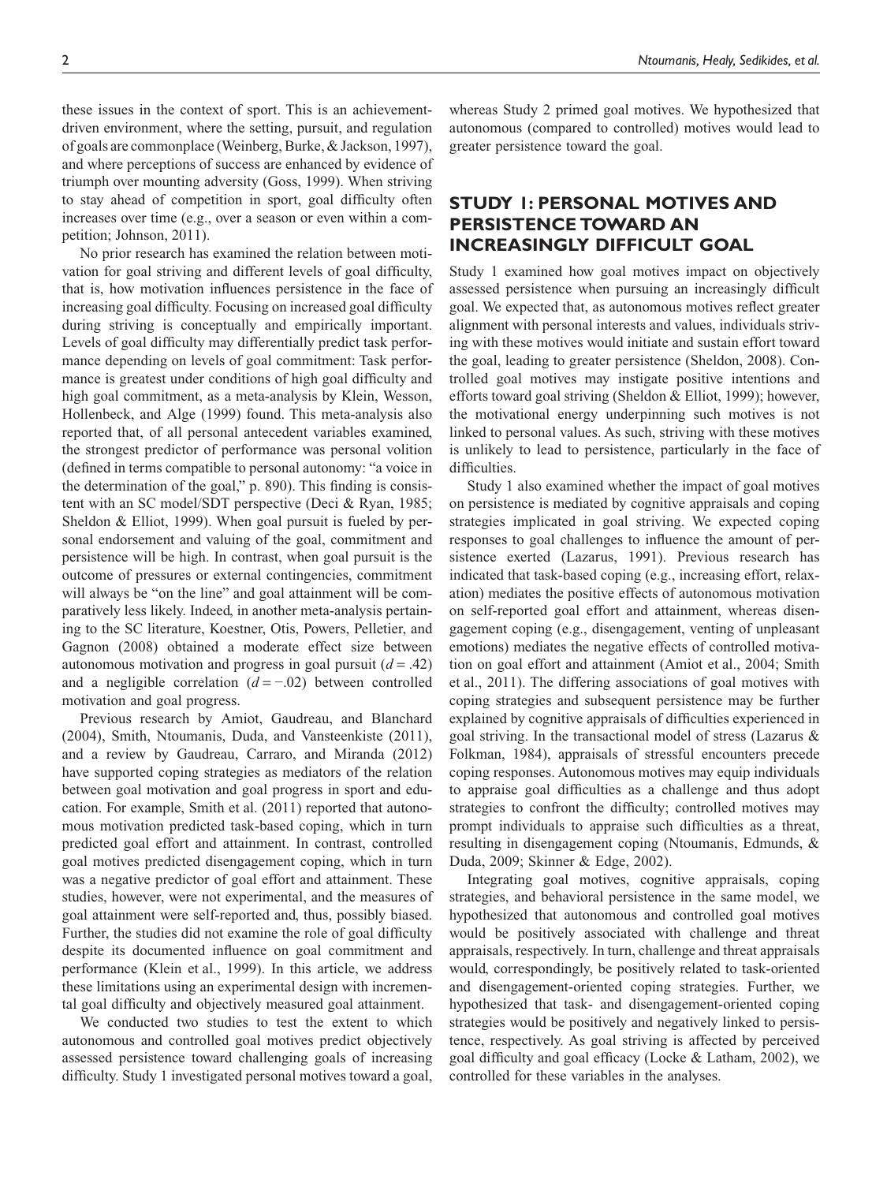these issues in the context of sport. This is an achievement-driven environment, where the setting, pursuit, and regulation of goals are commonplace (Weinberg, Burke, & Jackson, 1997), and where perceptions of success are enhanced by evidence of triumph over mounting adversity (Goss, 1999). When striving to stay ahead of competition in sport, goal difficulty often increases over time (e.g., over a season or even within a competition; Johnson, 2011).

No prior research has examined the relation between motivation for goal striving and different levels of goal difficulty, that is, how motivation influences persistence in the face of increasing goal difficulty. Focusing on increased goal difficulty during striving is conceptually and empirically important. Levels of goal difficulty may differentially predict task performance depending on levels of goal commitment: Task performance is greatest under conditions of high goal difficulty and high goal commitment, as a meta-analysis by Klein, Wesson, Hollenbeck, and Alge (1999) found. This meta-analysis also reported that, of all personal antecedent variables examined, the strongest predictor of performance was personal volition (defined in terms compatible to personal autonomy: "a voice in the determination of the goal," p. 890). This finding is consistent with an SC model/SDT perspective (Deci & Ryan, 1985; Sheldon & Elliot, 1999). When goal pursuit is fueled by personal endorsement and valuing of the goal, commitment and persistence will be high. In contrast, when goal pursuit is the outcome of pressures or external contingencies, commitment will always be "on the line" and goal attainment will be comparatively less likely. Indeed, in another meta-analysis pertaining to the SC literature, Koestner, Otis, Powers, Pelletier, and Gagnon (2008) obtained a moderate effect size between autonomous motivation and progress in goal pursuit ($d = .42$) and a negligible correlation ($d = -.02$) between controlled motivation and goal progress.

Previous research by Amiot, Gaudreau, and Blanchard (2004), Smith, Ntoumanis, Duda, and Vansteenkiste (2011), and a review by Gaudreau, Carraro, and Miranda (2012) have supported coping strategies as mediators of the relation between goal motivation and goal progress in sport and education. For example, Smith et al. (2011) reported that autonomous motivation predicted task-based coping, which in turn predicted goal effort and attainment. In contrast, controlled goal motives predicted disengagement coping, which in turn was a negative predictor of goal effort and attainment. These studies, however, were not experimental, and the measures of goal attainment were self-reported and, thus, possibly biased. Further, the studies did not examine the role of goal difficulty despite its documented influence on goal commitment and performance (Klein et al., 1999). In this article, we address these limitations using an experimental design with incremental goal difficulty and objectively measured goal attainment.

We conducted two studies to test the extent to which autonomous and controlled goal motives predict objectively assessed persistence toward challenging goals of increasing difficulty. Study 1 investigated personal motives toward a goal, whereas Study 2 primed goal motives. We hypothesized that autonomous (compared to controlled) motives would lead to greater persistence toward the goal.

## STUDY 1: PERSONAL MOTIVES AND PERSISTENCE TOWARD AN INCREASINGLY DIFFICULT GOAL

Study 1 examined how goal motives impact on objectively assessed persistence when pursuing an increasingly difficult goal. We expected that, as autonomous motives reflect greater alignment with personal interests and values, individuals striving with these motives would initiate and sustain effort toward the goal, leading to greater persistence (Sheldon, 2008). Controlled goal motives may instigate positive intentions and efforts toward goal striving (Sheldon & Elliot, 1999); however, the motivational energy underpinning such motives is not linked to personal values. As such, striving with these motives is unlikely to lead to persistence, particularly in the face of difficulties.

Study 1 also examined whether the impact of goal motives on persistence is mediated by cognitive appraisals and coping strategies implicated in goal striving. We expected coping responses to goal challenges to influence the amount of persistence exerted (Lazarus, 1991). Previous research has indicated that task-based coping (e.g., increasing effort, relaxation) mediates the positive effects of autonomous motivation on self-reported goal effort and attainment, whereas disengagement coping (e.g., disengagement, venting of unpleasant emotions) mediates the negative effects of controlled motivation on goal effort and attainment (Amiot et al., 2004; Smith et al., 2011). The differing associations of goal motives with coping strategies and subsequent persistence may be further explained by cognitive appraisals of difficulties experienced in goal striving. In the transactional model of stress (Lazarus & Folkman, 1984), appraisals of stressful encounters precede coping responses. Autonomous motives may equip individuals to appraise goal difficulties as a challenge and thus adopt strategies to confront the difficulty; controlled motives may prompt individuals to appraise such difficulties as a threat, resulting in disengagement coping (Ntoumanis, Edmunds, & Duda, 2009; Skinner & Edge, 2002).

Integrating goal motives, cognitive appraisals, coping strategies, and behavioral persistence in the same model, we hypothesized that autonomous and controlled goal motives would be positively associated with challenge and threat appraisals, respectively. In turn, challenge and threat appraisals would, correspondingly, be positively related to task-oriented and disengagement-oriented coping strategies. Further, we hypothesized that task- and disengagement-oriented coping strategies would be positively and negatively linked to persistence, respectively. As goal striving is affected by perceived goal difficulty and goal efficacy (Locke & Latham, 2002), we controlled for these variables in the analyses.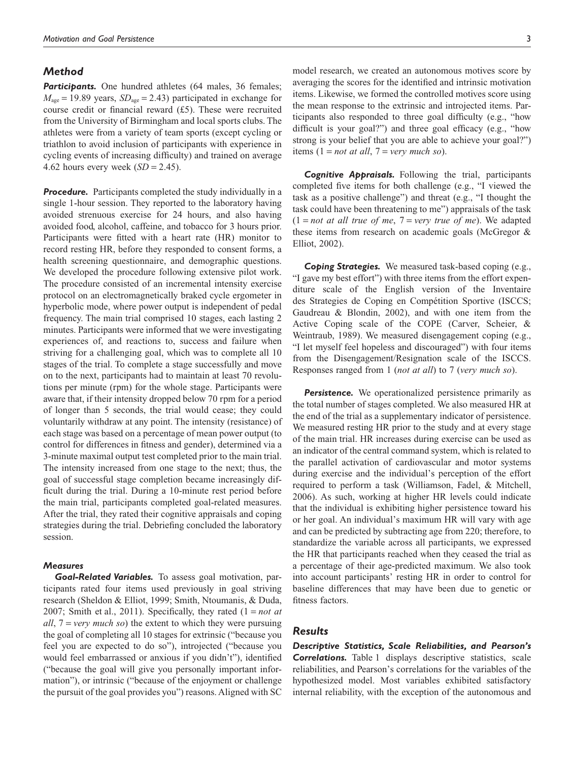## Method

***Participants.*** One hundred athletes (64 males, 36 females; $M_{age}$ = 19.89 years, $SD_{age}$ = 2.43) participated in exchange for course credit or financial reward (£5). These were recruited from the University of Birmingham and local sports clubs. The athletes were from a variety of team sports (except cycling or triathlon to avoid inclusion of participants with experience in cycling events of increasing difficulty) and trained on average 4.62 hours every week ($SD$ = 2.45).

***Procedure.*** Participants completed the study individually in a single 1-hour session. They reported to the laboratory having avoided strenuous exercise for 24 hours, and also having avoided food, alcohol, caffeine, and tobacco for 3 hours prior. Participants were fitted with a heart rate (HR) monitor to record resting HR, before they responded to consent forms, a health screening questionnaire, and demographic questions. We developed the procedure following extensive pilot work. The procedure consisted of an incremental intensity exercise protocol on an electromagnetically braked cycle ergometer in hyperbolic mode, where power output is independent of pedal frequency. The main trial comprised 10 stages, each lasting 2 minutes. Participants were informed that we were investigating experiences of, and reactions to, success and failure when striving for a challenging goal, which was to complete all 10 stages of the trial. To complete a stage successfully and move on to the next, participants had to maintain at least 70 revolutions per minute (rpm) for the whole stage. Participants were aware that, if their intensity dropped below 70 rpm for a period of longer than 5 seconds, the trial would cease; they could voluntarily withdraw at any point. The intensity (resistance) of each stage was based on a percentage of mean power output (to control for differences in fitness and gender), determined via a 3-minute maximal output test completed prior to the main trial. The intensity increased from one stage to the next; thus, the goal of successful stage completion became increasingly difficult during the trial. During a 10-minute rest period before the main trial, participants completed goal-related measures. After the trial, they rated their cognitive appraisals and coping strategies during the trial. Debriefing concluded the laboratory session.

### Measures

***Goal-Related Variables.*** To assess goal motivation, participants rated four items used previously in goal striving research (Sheldon & Elliot, 1999; Smith, Ntoumanis, & Duda, 2007; Smith et al., 2011). Specifically, they rated (1 = *not at all*, 7 = *very much so*) the extent to which they were pursuing the goal of completing all 10 stages for extrinsic ("because you feel you are expected to do so"), introjected ("because you would feel embarrassed or anxious if you didn't"), identified ("because the goal will give you personally important information"), or intrinsic ("because of the enjoyment or challenge the pursuit of the goal provides you") reasons. Aligned with SC model research, we created an autonomous motives score by averaging the scores for the identified and intrinsic motivation items. Likewise, we formed the controlled motives score using the mean response to the extrinsic and introjected items. Participants also responded to three goal difficulty (e.g., "how difficult is your goal?") and three goal efficacy (e.g., "how strong is your belief that you are able to achieve your goal?") items (1 = *not at all*, 7 = *very much so*).

***Cognitive Appraisals.*** Following the trial, participants completed five items for both challenge (e.g., "I viewed the task as a positive challenge") and threat (e.g., "I thought the task could have been threatening to me") appraisals of the task (1 = *not at all true of me*, 7 = *very true of me*). We adapted these items from research on academic goals (McGregor & Elliot, 2002).

***Coping Strategies.*** We measured task-based coping (e.g., "I gave my best effort") with three items from the effort expenditure scale of the English version of the Inventaire des Strategies de Coping en Compétition Sportive (ISCCS; Gaudreau & Blondin, 2002), and with one item from the Active Coping scale of the COPE (Carver, Scheier, & Weintraub, 1989). We measured disengagement coping (e.g., "I let myself feel hopeless and discouraged") with four items from the Disengagement/Resignation scale of the ISCCS. Responses ranged from 1 (*not at all*) to 7 (*very much so*).

***Persistence.*** We operationalized persistence primarily as the total number of stages completed. We also measured HR at the end of the trial as a supplementary indicator of persistence. We measured resting HR prior to the study and at every stage of the main trial. HR increases during exercise can be used as an indicator of the central command system, which is related to the parallel activation of cardiovascular and motor systems during exercise and the individual's perception of the effort required to perform a task (Williamson, Fadel, & Mitchell, 2006). As such, working at higher HR levels could indicate that the individual is exhibiting higher persistence toward his or her goal. An individual's maximum HR will vary with age and can be predicted by subtracting age from 220; therefore, to standardize the variable across all participants, we expressed the HR that participants reached when they ceased the trial as a percentage of their age-predicted maximum. We also took into account participants' resting HR in order to control for baseline differences that may have been due to genetic or fitness factors.

## Results

***Descriptive Statistics, Scale Reliabilities, and Pearson's Correlations.*** Table 1 displays descriptive statistics, scale reliabilities, and Pearson's correlations for the variables of the hypothesized model. Most variables exhibited satisfactory internal reliability, with the exception of the autonomous and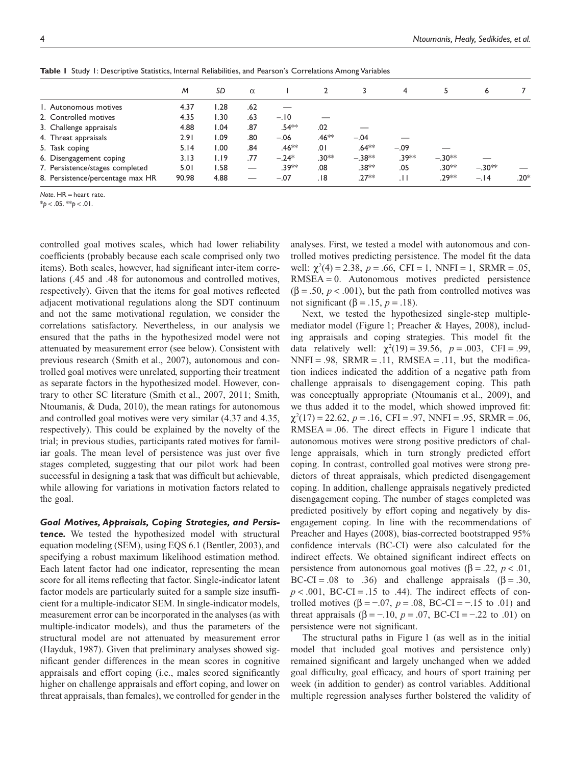**Table 1** Study 1: Descriptive Statistics, Internal Reliabilities, and Pearson's Correlations Among Variables

| | *M* | *SD* | α | 1 | 2 | 3 | 4 | 5 | 6 | 7 |
|---|---|---|---|---|---|---|---|---|---|---|
| 1. Autonomous motives | 4.37 | 1.28 | .62 | — | | | | | | |
| 2. Controlled motives | 4.35 | 1.30 | .63 | −.10 | — | | | | | |
| 3. Challenge appraisals | 4.88 | 1.04 | .87 | .54** | .02 | — | | | | |
| 4. Threat appraisals | 2.91 | 1.09 | .80 | −.06 | .46** | −.04 | — | | | |
| 5. Task coping | 5.14 | 1.00 | .84 | .46** | .01 | .64** | −.09 | — | | |
| 6. Disengagement coping | 3.13 | 1.19 | .77 | −.24* | .30** | −.38** | .39** | −.30** | — | |
| 7. Persistence/stages completed | 5.01 | 1.58 | — | .39** | .08 | .38** | .05 | .30** | −.30** | — |
| 8. Persistence/percentage max HR | 90.98 | 4.88 | — | −.07 | .18 | .27** | .11 | .29** | −.14 | .20* |

*Note*. HR = heart rate.

*$p < .05$. **$p < .01$.

controlled goal motives scales, which had lower reliability coefficients (probably because each scale comprised only two items). Both scales, however, had significant inter-item correlations (.45 and .48 for autonomous and controlled motives, respectively). Given that the items for goal motives reflected adjacent motivational regulations along the SDT continuum and not the same motivational regulation, we consider the correlations satisfactory. Nevertheless, in our analysis we ensured that the paths in the hypothesized model were not attenuated by measurement error (see below). Consistent with previous research (Smith et al., 2007), autonomous and controlled goal motives were unrelated, supporting their treatment as separate factors in the hypothesized model. However, contrary to other SC literature (Smith et al., 2007, 2011; Smith, Ntoumanis, & Duda, 2010), the mean ratings for autonomous and controlled goal motives were very similar (4.37 and 4.35, respectively). This could be explained by the novelty of the trial; in previous studies, participants rated motives for familiar goals. The mean level of persistence was just over five stages completed, suggesting that our pilot work had been successful in designing a task that was difficult but achievable, while allowing for variations in motivation factors related to the goal.

***Goal Motives, Appraisals, Coping Strategies, and Persistence.*** We tested the hypothesized model with structural equation modeling (SEM), using EQS 6.1 (Bentler, 2003), and specifying a robust maximum likelihood estimation method. Each latent factor had one indicator, representing the mean score for all items reflecting that factor. Single-indicator latent factor models are particularly suited for a sample size insufficient for a multiple-indicator SEM. In single-indicator models, measurement error can be incorporated in the analyses (as with multiple-indicator models), and thus the parameters of the structural model are not attenuated by measurement error (Hayduk, 1987). Given that preliminary analyses showed significant gender differences in the mean scores in cognitive appraisals and effort coping (i.e., males scored significantly higher on challenge appraisals and effort coping, and lower on threat appraisals, than females), we controlled for gender in the analyses. First, we tested a model with autonomous and controlled motives predicting persistence. The model fit the data well: $\chi^2(4) = 2.38$, $p = .66$, CFI = 1, NNFI = 1, SRMR = .05, RMSEA = 0. Autonomous motives predicted persistence ($\beta = .50$, $p < .001$), but the path from controlled motives was not significant ($\beta = .15$, $p = .18$).

Next, we tested the hypothesized single-step multiple-mediator model (Figure 1; Preacher & Hayes, 2008), including appraisals and coping strategies. This model fit the data relatively well: $\chi^2(19) = 39.56$, $p = .003$, CFI = .99, NNFI = .98, SRMR = .11, RMSEA = .11, but the modification indices indicated the addition of a negative path from challenge appraisals to disengagement coping. This path was conceptually appropriate (Ntoumanis et al., 2009), and we thus added it to the model, which showed improved fit: $\chi^2(17) = 22.62$, $p = .16$, CFI = .97, NNFI = .95, SRMR = .06, RMSEA = .06. The direct effects in Figure 1 indicate that autonomous motives were strong positive predictors of challenge appraisals, which in turn strongly predicted effort coping. In contrast, controlled goal motives were strong predictors of threat appraisals, which predicted disengagement coping. In addition, challenge appraisals negatively predicted disengagement coping. The number of stages completed was predicted positively by effort coping and negatively by disengagement coping. In line with the recommendations of Preacher and Hayes (2008), bias-corrected bootstrapped 95% confidence intervals (BC-CI) were also calculated for the indirect effects. We obtained significant indirect effects on persistence from autonomous goal motives ($\beta = .22$, $p < .01$, BC-CI = .08 to .36) and challenge appraisals ($\beta = .30$, $p < .001$, BC-CI = .15 to .44). The indirect effects of controlled motives ($\beta = −.07$, $p = .08$, BC-CI = −.15 to .01) and threat appraisals ($\beta = −.10$, $p = .07$, BC-CI = −.22 to .01) on persistence were not significant.

The structural paths in Figure 1 (as well as in the initial model that included goal motives and persistence only) remained significant and largely unchanged when we added goal difficulty, goal efficacy, and hours of sport training per week (in addition to gender) as control variables. Additional multiple regression analyses further bolstered the validity of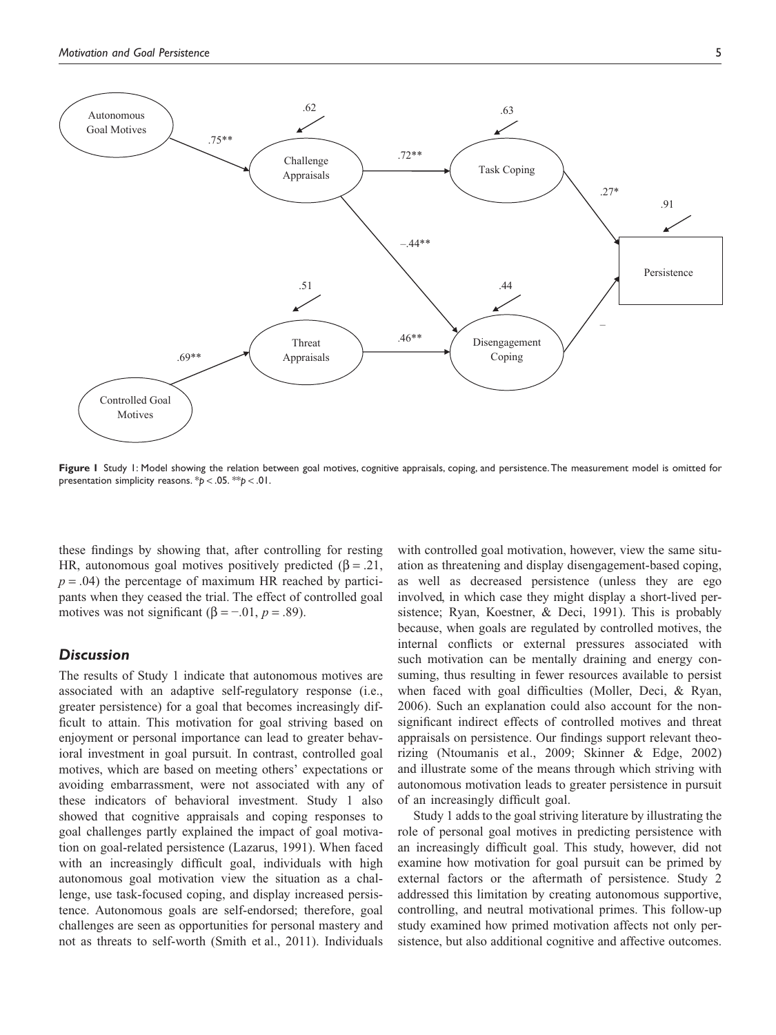**Figure 1** Study 1: Model showing the relation between goal motives, cognitive appraisals, coping, and persistence. The measurement model is omitted for presentation simplicity reasons. \*$p < .05$. \*\*$p < .01$.

these findings by showing that, after controlling for resting HR, autonomous goal motives positively predicted ($\beta = .21$, $p = .04$) the percentage of maximum HR reached by participants when they ceased the trial. The effect of controlled goal motives was not significant ($\beta = -.01$, $p = .89$).

### *Discussion*

The results of Study 1 indicate that autonomous motives are associated with an adaptive self-regulatory response (i.e., greater persistence) for a goal that becomes increasingly difficult to attain. This motivation for goal striving based on enjoyment or personal importance can lead to greater behavioral investment in goal pursuit. In contrast, controlled goal motives, which are based on meeting others' expectations or avoiding embarrassment, were not associated with any of these indicators of behavioral investment. Study 1 also showed that cognitive appraisals and coping responses to goal challenges partly explained the impact of goal motivation on goal-related persistence (Lazarus, 1991). When faced with an increasingly difficult goal, individuals with high autonomous goal motivation view the situation as a challenge, use task-focused coping, and display increased persistence. Autonomous goals are self-endorsed; therefore, goal challenges are seen as opportunities for personal mastery and not as threats to self-worth (Smith et al., 2011). Individuals with controlled goal motivation, however, view the same situation as threatening and display disengagement-based coping, as well as decreased persistence (unless they are ego involved, in which case they might display a short-lived persistence; Ryan, Koestner, & Deci, 1991). This is probably because, when goals are regulated by controlled motives, the internal conflicts or external pressures associated with such motivation can be mentally draining and energy consuming, thus resulting in fewer resources available to persist when faced with goal difficulties (Moller, Deci, & Ryan, 2006). Such an explanation could also account for the nonsignificant indirect effects of controlled motives and threat appraisals on persistence. Our findings support relevant theorizing (Ntoumanis et al., 2009; Skinner & Edge, 2002) and illustrate some of the means through which striving with autonomous motivation leads to greater persistence in pursuit of an increasingly difficult goal.

Study 1 adds to the goal striving literature by illustrating the role of personal goal motives in predicting persistence with an increasingly difficult goal. This study, however, did not examine how motivation for goal pursuit can be primed by external factors or the aftermath of persistence. Study 2 addressed this limitation by creating autonomous supportive, controlling, and neutral motivational primes. This follow-up study examined how primed motivation affects not only persistence, but also additional cognitive and affective outcomes.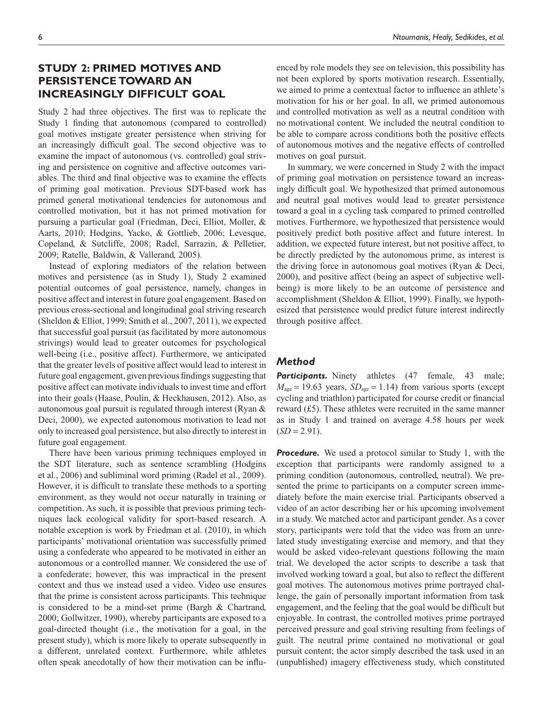## STUDY 2: PRIMED MOTIVES AND PERSISTENCE TOWARD AN INCREASINGLY DIFFICULT GOAL

Study 2 had three objectives. The first was to replicate the Study 1 finding that autonomous (compared to controlled) goal motives instigate greater persistence when striving for an increasingly difficult goal. The second objective was to examine the impact of autonomous (vs. controlled) goal striving and persistence on cognitive and affective outcomes variables. The third and final objective was to examine the effects of priming goal motivation. Previous SDT-based work has primed general motivational tendencies for autonomous and controlled motivation, but it has not primed motivation for pursuing a particular goal (Friedman, Deci, Elliot, Moller, & Aarts, 2010; Hodgins, Yacko, & Gottlieb, 2006; Levesque, Copeland, & Sutcliffe, 2008; Radel, Sarrazin, & Pelletier, 2009; Ratelle, Baldwin, & Vallerand, 2005).

Instead of exploring mediators of the relation between motives and persistence (as in Study 1), Study 2 examined potential outcomes of goal persistence, namely, changes in positive affect and interest in future goal engagement. Based on previous cross-sectional and longitudinal goal striving research (Sheldon & Elliot, 1999; Smith et al., 2007, 2011), we expected that successful goal pursuit (as facilitated by more autonomous strivings) would lead to greater outcomes for psychological well-being (i.e., positive affect). Furthermore, we anticipated that the greater levels of positive affect would lead to interest in future goal engagement, given previous findings suggesting that positive affect can motivate individuals to invest time and effort into their goals (Haase, Poulin, & Heckhausen, 2012). Also, as autonomous goal pursuit is regulated through interest (Ryan & Deci, 2000), we expected autonomous motivation to lead not only to increased goal persistence, but also directly to interest in future goal engagement.

There have been various priming techniques employed in the SDT literature, such as sentence scrambling (Hodgins et al., 2006) and subliminal word priming (Radel et al., 2009). However, it is difficult to translate these methods to a sporting environment, as they would not occur naturally in training or competition. As such, it is possible that previous priming techniques lack ecological validity for sport-based research. A notable exception is work by Friedman et al. (2010), in which participants' motivational orientation was successfully primed using a confederate who appeared to be motivated in either an autonomous or a controlled manner. We considered the use of a confederate; however, this was impractical in the present context and thus we instead used a video. Video use ensures that the prime is consistent across participants. This technique is considered to be a mind-set prime (Bargh & Chartrand, 2000; Gollwitzer, 1990), whereby participants are exposed to a goal-directed thought (i.e., the motivation for a goal, in the present study), which is more likely to operate subsequently in a different, unrelated context. Furthermore, while athletes often speak anecdotally of how their motivation can be influenced by role models they see on television, this possibility has not been explored by sports motivation research. Essentially, we aimed to prime a contextual factor to influence an athlete's motivation for his or her goal. In all, we primed autonomous and controlled motivation as well as a neutral condition with no motivational content. We included the neutral condition to be able to compare across conditions both the positive effects of autonomous motives and the negative effects of controlled motives on goal pursuit.

In summary, we were concerned in Study 2 with the impact of priming goal motivation on persistence toward an increasingly difficult goal. We hypothesized that primed autonomous and neutral goal motives would lead to greater persistence toward a goal in a cycling task compared to primed controlled motives. Furthermore, we hypothesized that persistence would positively predict both positive affect and future interest. In addition, we expected future interest, but not positive affect, to be directly predicted by the autonomous prime, as interest is the driving force in autonomous goal motives (Ryan & Deci, 2000), and positive affect (being an aspect of subjective well-being) is more likely to be an outcome of persistence and accomplishment (Sheldon & Elliot, 1999). Finally, we hypothesized that persistence would predict future interest indirectly through positive affect.

### *Method*

***Participants.*** Ninety athletes (47 female, 43 male; $M_{age} = 19.63$ years, $SD_{age} = 1.14$) from various sports (except cycling and triathlon) participated for course credit or financial reward (£5). These athletes were recruited in the same manner as in Study 1 and trained on average 4.58 hours per week ($SD = 2.91$).

***Procedure.*** We used a protocol similar to Study 1, with the exception that participants were randomly assigned to a priming condition (autonomous, controlled, neutral). We presented the prime to participants on a computer screen immediately before the main exercise trial. Participants observed a video of an actor describing her or his upcoming involvement in a study. We matched actor and participant gender. As a cover story, participants were told that the video was from an unrelated study investigating exercise and memory, and that they would be asked video-relevant questions following the main trial. We developed the actor scripts to describe a task that involved working toward a goal, but also to reflect the different goal motives. The autonomous motives prime portrayed challenge, the gain of personally important information from task engagement, and the feeling that the goal would be difficult but enjoyable. In contrast, the controlled motives prime portrayed perceived pressure and goal striving resulting from feelings of guilt. The neutral prime contained no motivational or goal pursuit content; the actor simply described the task used in an (unpublished) imagery effectiveness study, which constituted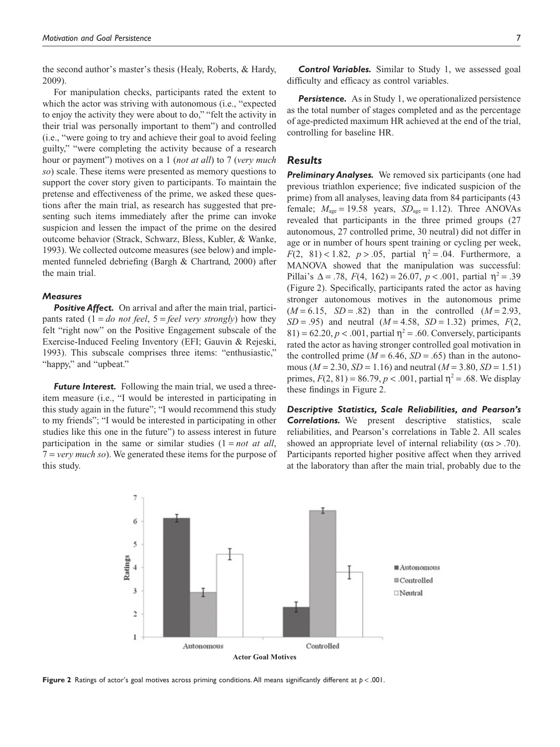the second author's master's thesis (Healy, Roberts, & Hardy, 2009).

For manipulation checks, participants rated the extent to which the actor was striving with autonomous (i.e., "expected to enjoy the activity they were about to do," "felt the activity in their trial was personally important to them") and controlled (i.e., "were going to try and achieve their goal to avoid feeling guilty," "were completing the activity because of a research hour or payment") motives on a 1 (*not at all*) to 7 (*very much so*) scale. These items were presented as memory questions to support the cover story given to participants. To maintain the pretense and effectiveness of the prime, we asked these questions after the main trial, as research has suggested that presenting such items immediately after the prime can invoke suspicion and lessen the impact of the prime on the desired outcome behavior (Strack, Schwarz, Bless, Kubler, & Wanke, 1993). We collected outcome measures (see below) and implemented funneled debriefing (Bargh & Chartrand, 2000) after the main trial.

### Measures

***Positive Affect.*** On arrival and after the main trial, participants rated (1 = *do not feel*, 5 = *feel very strongly*) how they felt "right now" on the Positive Engagement subscale of the Exercise-Induced Feeling Inventory (EFI; Gauvin & Rejeski, 1993). This subscale comprises three items: "enthusiastic," "happy," and "upbeat."

***Future Interest.*** Following the main trial, we used a three-item measure (i.e., "I would be interested in participating in this study again in the future"; "I would recommend this study to my friends"; "I would be interested in participating in other studies like this one in the future") to assess interest in future participation in the same or similar studies (1 = *not at all*, 7 = *very much so*). We generated these items for the purpose of this study.

***Control Variables.*** Similar to Study 1, we assessed goal difficulty and efficacy as control variables.

***Persistence.*** As in Study 1, we operationalized persistence as the total number of stages completed and as the percentage of age-predicted maximum HR achieved at the end of the trial, controlling for baseline HR.

## Results

***Preliminary Analyses.*** We removed six participants (one had previous triathlon experience; five indicated suspicion of the prime) from all analyses, leaving data from 84 participants (43 female; $M_{age}$ = 19.58 years, $SD_{age}$ = 1.12). Three ANOVAs revealed that participants in the three primed groups (27 autonomous, 27 controlled prime, 30 neutral) did not differ in age or in number of hours spent training or cycling per week, $F(2, 81) < 1.82$, $p > .05$, partial $\eta^2 = .04$. Furthermore, a MANOVA showed that the manipulation was successful: Pillai's $\Delta = .78$, $F(4, 162) = 26.07$, $p < .001$, partial $\eta^2 = .39$ (Figure 2). Specifically, participants rated the actor as having stronger autonomous motives in the autonomous prime ($M = 6.15$, $SD = .82$) than in the controlled ($M = 2.93$, $SD = .95$) and neutral ($M = 4.58$, $SD = 1.32$) primes, $F(2, 81) = 62.20$, $p < .001$, partial $\eta^2 = .60$. Conversely, participants rated the actor as having stronger controlled goal motivation in the controlled prime ($M = 6.46$, $SD = .65$) than in the autonomous ($M = 2.30$, $SD = 1.16$) and neutral ($M = 3.80$, $SD = 1.51$) primes, $F(2, 81) = 86.79$, $p < .001$, partial $\eta^2 = .68$. We display these findings in Figure 2.

***Descriptive Statistics, Scale Reliabilities, and Pearson's Correlations.*** We present descriptive statistics, scale reliabilities, and Pearson's correlations in Table 2. All scales showed an appropriate level of internal reliability ($\alpha s > .70$). Participants reported higher positive affect when they arrived at the laboratory than after the main trial, probably due to the

**Figure 2** Ratings of actor's goal motives across priming conditions. All means significantly different at $p < .001$.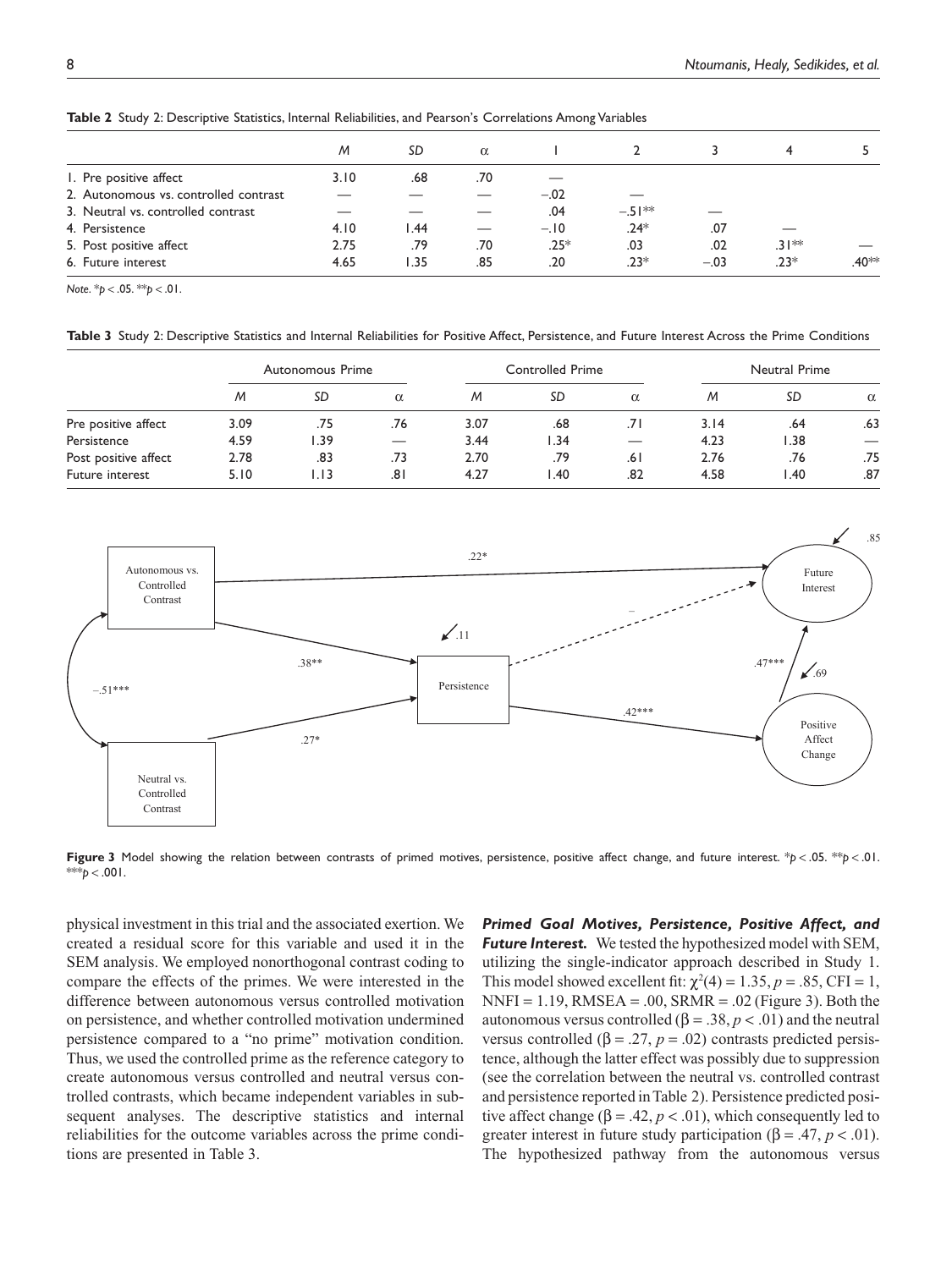**Table 2** Study 2: Descriptive Statistics, Internal Reliabilities, and Pearson's Correlations Among Variables

| | *M* | *SD* | α | 1 | 2 | 3 | 4 | 5 |
|---|---|---|---|---|---|---|---|---|
| 1. Pre positive affect | 3.10 | .68 | .70 | — | | | | |
| 2. Autonomous vs. controlled contrast | — | — | — | −.02 | — | | | |
| 3. Neutral vs. controlled contrast | — | — | — | .04 | −.51** | — | | |
| 4. Persistence | 4.10 | 1.44 | — | −.10 | .24* | .07 | — | |
| 5. Post positive affect | 2.75 | .79 | .70 | .25* | .03 | .02 | .31** | — |
| 6. Future interest | 4.65 | 1.35 | .85 | .20 | .23* | −.03 | .23* | .40** |

*Note*. *$p < .05$. **$p < .01$.

**Table 3** Study 2: Descriptive Statistics and Internal Reliabilities for Positive Affect, Persistence, and Future Interest Across the Prime Conditions

| | Autonomous Prime | | | Controlled Prime | | | Neutral Prime | | |
|---|---|---|---|---|---|---|---|---|---|
| | *M* | *SD* | α | *M* | *SD* | α | *M* | *SD* | α |
| Pre positive affect | 3.09 | .75 | .76 | 3.07 | .68 | .71 | 3.14 | .64 | .63 |
| Persistence | 4.59 | 1.39 | — | 3.44 | 1.34 | — | 4.23 | 1.38 | — |
| Post positive affect | 2.78 | .83 | .73 | 2.70 | .79 | .61 | 2.76 | .76 | .75 |
| Future interest | 5.10 | 1.13 | .81 | 4.27 | 1.40 | .82 | 4.58 | 1.40 | .87 |

**Figure 3** Model showing the relation between contrasts of primed motives, persistence, positive affect change, and future interest. *$p < .05$. **$p < .01$. ***$p < .001$.

physical investment in this trial and the associated exertion. We created a residual score for this variable and used it in the SEM analysis. We employed nonorthogonal contrast coding to compare the effects of the primes. We were interested in the difference between autonomous versus controlled motivation on persistence, and whether controlled motivation undermined persistence compared to a "no prime" motivation condition. Thus, we used the controlled prime as the reference category to create autonomous versus controlled and neutral versus controlled contrasts, which became independent variables in subsequent analyses. The descriptive statistics and internal reliabilities for the outcome variables across the prime conditions are presented in Table 3.

***Primed Goal Motives, Persistence, Positive Affect, and Future Interest.*** We tested the hypothesized model with SEM, utilizing the single-indicator approach described in Study 1. This model showed excellent fit: $\chi^2(4) = 1.35$, $p = .85$, CFI = 1, NNFI = 1.19, RMSEA = .00, SRMR = .02 (Figure 3). Both the autonomous versus controlled ($\beta = .38$, $p < .01$) and the neutral versus controlled ($\beta = .27$, $p = .02$) contrasts predicted persistence, although the latter effect was possibly due to suppression (see the correlation between the neutral vs. controlled contrast and persistence reported in Table 2). Persistence predicted positive affect change ($\beta = .42$, $p < .01$), which consequently led to greater interest in future study participation ($\beta = .47$, $p < .01$). The hypothesized pathway from the autonomous versus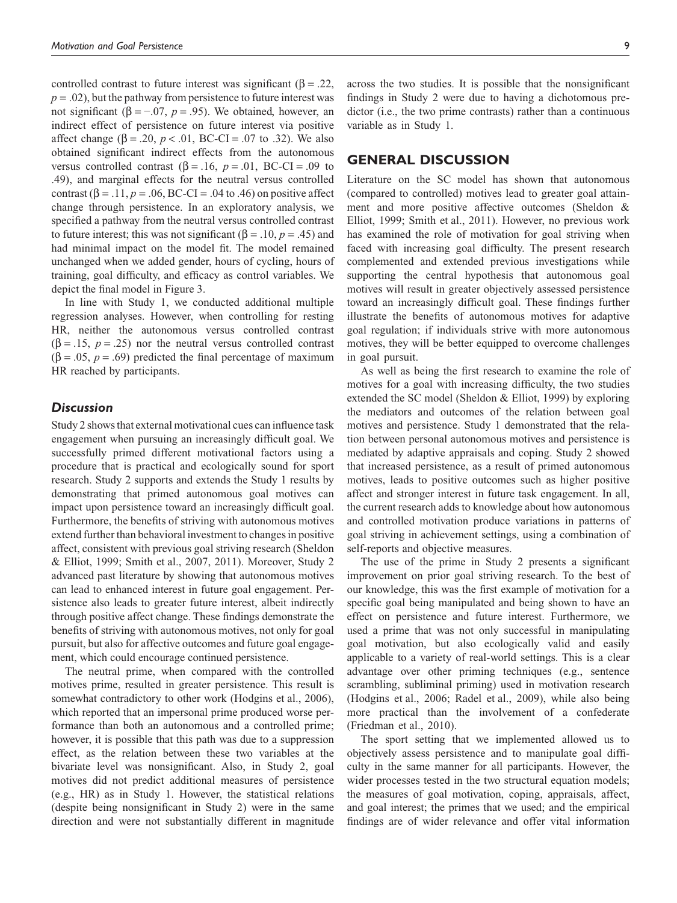controlled contrast to future interest was significant ($\beta = .22$, $p = .02$), but the pathway from persistence to future interest was not significant ($\beta = -.07$, $p = .95$). We obtained, however, an indirect effect of persistence on future interest via positive affect change ($\beta = .20$, $p < .01$, BC-CI = .07 to .32). We also obtained significant indirect effects from the autonomous versus controlled contrast ($\beta = .16$, $p = .01$, BC-CI = .09 to .49), and marginal effects for the neutral versus controlled contrast ($\beta = .11$, $p = .06$, BC-CI = .04 to .46) on positive affect change through persistence. In an exploratory analysis, we specified a pathway from the neutral versus controlled contrast to future interest; this was not significant ($\beta = .10$, $p = .45$) and had minimal impact on the model fit. The model remained unchanged when we added gender, hours of cycling, hours of training, goal difficulty, and efficacy as control variables. We depict the final model in Figure 3.

In line with Study 1, we conducted additional multiple regression analyses. However, when controlling for resting HR, neither the autonomous versus controlled contrast ($\beta = .15$, $p = .25$) nor the neutral versus controlled contrast ($\beta = .05$, $p = .69$) predicted the final percentage of maximum HR reached by participants.

### *Discussion*

Study 2 shows that external motivational cues can influence task engagement when pursuing an increasingly difficult goal. We successfully primed different motivational factors using a procedure that is practical and ecologically sound for sport research. Study 2 supports and extends the Study 1 results by demonstrating that primed autonomous goal motives can impact upon persistence toward an increasingly difficult goal. Furthermore, the benefits of striving with autonomous motives extend further than behavioral investment to changes in positive affect, consistent with previous goal striving research (Sheldon & Elliot, 1999; Smith et al., 2007, 2011). Moreover, Study 2 advanced past literature by showing that autonomous motives can lead to enhanced interest in future goal engagement. Persistence also leads to greater future interest, albeit indirectly through positive affect change. These findings demonstrate the benefits of striving with autonomous motives, not only for goal pursuit, but also for affective outcomes and future goal engagement, which could encourage continued persistence.

The neutral prime, when compared with the controlled motives prime, resulted in greater persistence. This result is somewhat contradictory to other work (Hodgins et al., 2006), which reported that an impersonal prime produced worse performance than both an autonomous and a controlled prime; however, it is possible that this path was due to a suppression effect, as the relation between these two variables at the bivariate level was nonsignificant. Also, in Study 2, goal motives did not predict additional measures of persistence (e.g., HR) as in Study 1. However, the statistical relations (despite being nonsignificant in Study 2) were in the same direction and were not substantially different in magnitude across the two studies. It is possible that the nonsignificant findings in Study 2 were due to having a dichotomous predictor (i.e., the two prime contrasts) rather than a continuous variable as in Study 1.

## GENERAL DISCUSSION

Literature on the SC model has shown that autonomous (compared to controlled) motives lead to greater goal attainment and more positive affective outcomes (Sheldon & Elliot, 1999; Smith et al., 2011). However, no previous work has examined the role of motivation for goal striving when faced with increasing goal difficulty. The present research complemented and extended previous investigations while supporting the central hypothesis that autonomous goal motives will result in greater objectively assessed persistence toward an increasingly difficult goal. These findings further illustrate the benefits of autonomous motives for adaptive goal regulation; if individuals strive with more autonomous motives, they will be better equipped to overcome challenges in goal pursuit.

As well as being the first research to examine the role of motives for a goal with increasing difficulty, the two studies extended the SC model (Sheldon & Elliot, 1999) by exploring the mediators and outcomes of the relation between goal motives and persistence. Study 1 demonstrated that the relation between personal autonomous motives and persistence is mediated by adaptive appraisals and coping. Study 2 showed that increased persistence, as a result of primed autonomous motives, leads to positive outcomes such as higher positive affect and stronger interest in future task engagement. In all, the current research adds to knowledge about how autonomous and controlled motivation produce variations in patterns of goal striving in achievement settings, using a combination of self-reports and objective measures.

The use of the prime in Study 2 presents a significant improvement on prior goal striving research. To the best of our knowledge, this was the first example of motivation for a specific goal being manipulated and being shown to have an effect on persistence and future interest. Furthermore, we used a prime that was not only successful in manipulating goal motivation, but also ecologically valid and easily applicable to a variety of real-world settings. This is a clear advantage over other priming techniques (e.g., sentence scrambling, subliminal priming) used in motivation research (Hodgins et al., 2006; Radel et al., 2009), while also being more practical than the involvement of a confederate (Friedman et al., 2010).

The sport setting that we implemented allowed us to objectively assess persistence and to manipulate goal difficulty in the same manner for all participants. However, the wider processes tested in the two structural equation models; the measures of goal motivation, coping, appraisals, affect, and goal interest; the primes that we used; and the empirical findings are of wider relevance and offer vital information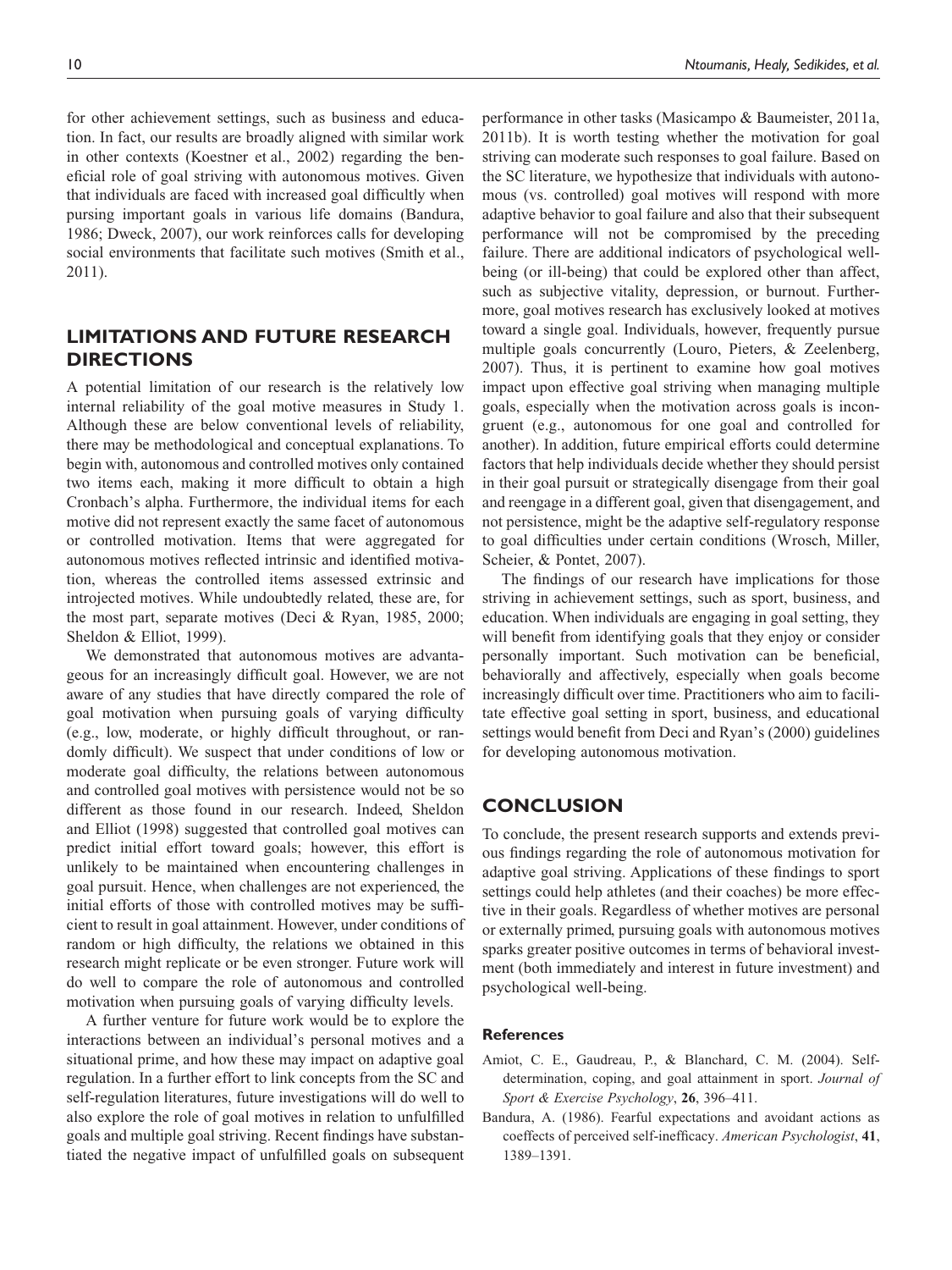for other achievement settings, such as business and education. In fact, our results are broadly aligned with similar work in other contexts (Koestner et al., 2002) regarding the beneficial role of goal striving with autonomous motives. Given that individuals are faced with increased goal difficultly when pursing important goals in various life domains (Bandura, 1986; Dweck, 2007), our work reinforces calls for developing social environments that facilitate such motives (Smith et al., 2011).

## LIMITATIONS AND FUTURE RESEARCH DIRECTIONS

A potential limitation of our research is the relatively low internal reliability of the goal motive measures in Study 1. Although these are below conventional levels of reliability, there may be methodological and conceptual explanations. To begin with, autonomous and controlled motives only contained two items each, making it more difficult to obtain a high Cronbach's alpha. Furthermore, the individual items for each motive did not represent exactly the same facet of autonomous or controlled motivation. Items that were aggregated for autonomous motives reflected intrinsic and identified motivation, whereas the controlled items assessed extrinsic and introjected motives. While undoubtedly related, these are, for the most part, separate motives (Deci & Ryan, 1985, 2000; Sheldon & Elliot, 1999).

We demonstrated that autonomous motives are advantageous for an increasingly difficult goal. However, we are not aware of any studies that have directly compared the role of goal motivation when pursuing goals of varying difficulty (e.g., low, moderate, or highly difficult throughout, or randomly difficult). We suspect that under conditions of low or moderate goal difficulty, the relations between autonomous and controlled goal motives with persistence would not be so different as those found in our research. Indeed, Sheldon and Elliot (1998) suggested that controlled goal motives can predict initial effort toward goals; however, this effort is unlikely to be maintained when encountering challenges in goal pursuit. Hence, when challenges are not experienced, the initial efforts of those with controlled motives may be sufficient to result in goal attainment. However, under conditions of random or high difficulty, the relations we obtained in this research might replicate or be even stronger. Future work will do well to compare the role of autonomous and controlled motivation when pursuing goals of varying difficulty levels.

A further venture for future work would be to explore the interactions between an individual's personal motives and a situational prime, and how these may impact on adaptive goal regulation. In a further effort to link concepts from the SC and self-regulation literatures, future investigations will do well to also explore the role of goal motives in relation to unfulfilled goals and multiple goal striving. Recent findings have substantiated the negative impact of unfulfilled goals on subsequent performance in other tasks (Masicampo & Baumeister, 2011a, 2011b). It is worth testing whether the motivation for goal striving can moderate such responses to goal failure. Based on the SC literature, we hypothesize that individuals with autonomous (vs. controlled) goal motives will respond with more adaptive behavior to goal failure and also that their subsequent performance will not be compromised by the preceding failure. There are additional indicators of psychological well-being (or ill-being) that could be explored other than affect, such as subjective vitality, depression, or burnout. Furthermore, goal motives research has exclusively looked at motives toward a single goal. Individuals, however, frequently pursue multiple goals concurrently (Louro, Pieters, & Zeelenberg, 2007). Thus, it is pertinent to examine how goal motives impact upon effective goal striving when managing multiple goals, especially when the motivation across goals is incongruent (e.g., autonomous for one goal and controlled for another). In addition, future empirical efforts could determine factors that help individuals decide whether they should persist in their goal pursuit or strategically disengage from their goal and reengage in a different goal, given that disengagement, and not persistence, might be the adaptive self-regulatory response to goal difficulties under certain conditions (Wrosch, Miller, Scheier, & Pontet, 2007).

The findings of our research have implications for those striving in achievement settings, such as sport, business, and education. When individuals are engaging in goal setting, they will benefit from identifying goals that they enjoy or consider personally important. Such motivation can be beneficial, behaviorally and affectively, especially when goals become increasingly difficult over time. Practitioners who aim to facilitate effective goal setting in sport, business, and educational settings would benefit from Deci and Ryan's (2000) guidelines for developing autonomous motivation.

## CONCLUSION

To conclude, the present research supports and extends previous findings regarding the role of autonomous motivation for adaptive goal striving. Applications of these findings to sport settings could help athletes (and their coaches) be more effective in their goals. Regardless of whether motives are personal or externally primed, pursuing goals with autonomous motives sparks greater positive outcomes in terms of behavioral investment (both immediately and interest in future investment) and psychological well-being.

### References

Amiot, C. E., Gaudreau, P., & Blanchard, C. M. (2004). Self-determination, coping, and goal attainment in sport. *Journal of Sport & Exercise Psychology*, **26**, 396–411.

Bandura, A. (1986). Fearful expectations and avoidant actions as coeffects of perceived self-inefficacy. *American Psychologist*, **41**, 1389–1391.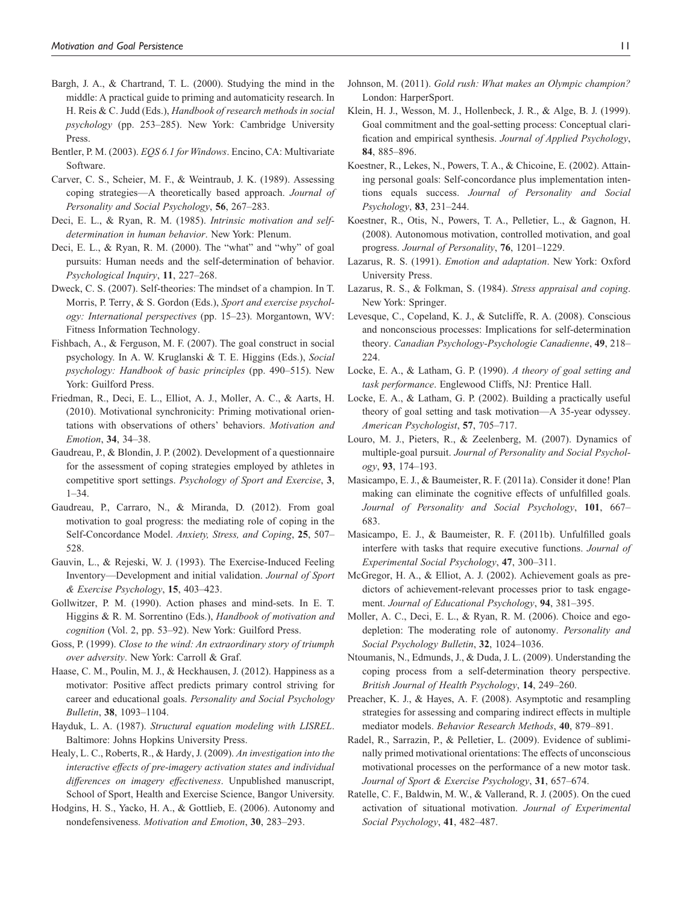Bargh, J. A., & Chartrand, T. L. (2000). Studying the mind in the middle: A practical guide to priming and automaticity research. In H. Reis & C. Judd (Eds.), *Handbook of research methods in social psychology* (pp. 253–285). New York: Cambridge University Press.

Bentler, P. M. (2003). *EQS 6.1 for Windows*. Encino, CA: Multivariate Software.

Carver, C. S., Scheier, M. F., & Weintraub, J. K. (1989). Assessing coping strategies—A theoretically based approach. *Journal of Personality and Social Psychology*, **56**, 267–283.

Deci, E. L., & Ryan, R. M. (1985). *Intrinsic motivation and self-determination in human behavior*. New York: Plenum.

Deci, E. L., & Ryan, R. M. (2000). The "what" and "why" of goal pursuits: Human needs and the self-determination of behavior. *Psychological Inquiry*, **11**, 227–268.

Dweck, C. S. (2007). Self-theories: The mindset of a champion. In T. Morris, P. Terry, & S. Gordon (Eds.), *Sport and exercise psychology: International perspectives* (pp. 15–23). Morgantown, WV: Fitness Information Technology.

Fishbach, A., & Ferguson, M. F. (2007). The goal construct in social psychology. In A. W. Kruglanski & T. E. Higgins (Eds.), *Social psychology: Handbook of basic principles* (pp. 490–515). New York: Guilford Press.

Friedman, R., Deci, E. L., Elliot, A. J., Moller, A. C., & Aarts, H. (2010). Motivational synchronicity: Priming motivational orientations with observations of others' behaviors. *Motivation and Emotion*, **34**, 34–38.

Gaudreau, P., & Blondin, J. P. (2002). Development of a questionnaire for the assessment of coping strategies employed by athletes in competitive sport settings. *Psychology of Sport and Exercise*, **3**, 1–34.

Gaudreau, P., Carraro, N., & Miranda, D. (2012). From goal motivation to goal progress: the mediating role of coping in the Self-Concordance Model. *Anxiety, Stress, and Coping*, **25**, 507–528.

Gauvin, L., & Rejeski, W. J. (1993). The Exercise-Induced Feeling Inventory—Development and initial validation. *Journal of Sport & Exercise Psychology*, **15**, 403–423.

Gollwitzer, P. M. (1990). Action phases and mind-sets. In E. T. Higgins & R. M. Sorrentino (Eds.), *Handbook of motivation and cognition* (Vol. 2, pp. 53–92). New York: Guilford Press.

Goss, P. (1999). *Close to the wind: An extraordinary story of triumph over adversity*. New York: Carroll & Graf.

Haase, C. M., Poulin, M. J., & Heckhausen, J. (2012). Happiness as a motivator: Positive affect predicts primary control striving for career and educational goals. *Personality and Social Psychology Bulletin*, **38**, 1093–1104.

Hayduk, L. A. (1987). *Structural equation modeling with LISREL*. Baltimore: Johns Hopkins University Press.

Healy, L. C., Roberts, R., & Hardy, J. (2009). *An investigation into the interactive effects of pre-imagery activation states and individual differences on imagery effectiveness*. Unpublished manuscript, School of Sport, Health and Exercise Science, Bangor University.

Hodgins, H. S., Yacko, H. A., & Gottlieb, E. (2006). Autonomy and nondefensiveness. *Motivation and Emotion*, **30**, 283–293.

Johnson, M. (2011). *Gold rush: What makes an Olympic champion?* London: HarperSport.

Klein, H. J., Wesson, M. J., Hollenbeck, J. R., & Alge, B. J. (1999). Goal commitment and the goal-setting process: Conceptual clarification and empirical synthesis. *Journal of Applied Psychology*, **84**, 885–896.

Koestner, R., Lekes, N., Powers, T. A., & Chicoine, E. (2002). Attaining personal goals: Self-concordance plus implementation intentions equals success. *Journal of Personality and Social Psychology*, **83**, 231–244.

Koestner, R., Otis, N., Powers, T. A., Pelletier, L., & Gagnon, H. (2008). Autonomous motivation, controlled motivation, and goal progress. *Journal of Personality*, **76**, 1201–1229.

Lazarus, R. S. (1991). *Emotion and adaptation*. New York: Oxford University Press.

Lazarus, R. S., & Folkman, S. (1984). *Stress appraisal and coping*. New York: Springer.

Levesque, C., Copeland, K. J., & Sutcliffe, R. A. (2008). Conscious and nonconscious processes: Implications for self-determination theory. *Canadian Psychology-Psychologie Canadienne*, **49**, 218–224.

Locke, E. A., & Latham, G. P. (1990). *A theory of goal setting and task performance*. Englewood Cliffs, NJ: Prentice Hall.

Locke, E. A., & Latham, G. P. (2002). Building a practically useful theory of goal setting and task motivation—A 35-year odyssey. *American Psychologist*, **57**, 705–717.

Louro, M. J., Pieters, R., & Zeelenberg, M. (2007). Dynamics of multiple-goal pursuit. *Journal of Personality and Social Psychology*, **93**, 174–193.

Masicampo, E. J., & Baumeister, R. F. (2011a). Consider it done! Plan making can eliminate the cognitive effects of unfulfilled goals. *Journal of Personality and Social Psychology*, **101**, 667–683.

Masicampo, E. J., & Baumeister, R. F. (2011b). Unfulfilled goals interfere with tasks that require executive functions. *Journal of Experimental Social Psychology*, **47**, 300–311.

McGregor, H. A., & Elliot, A. J. (2002). Achievement goals as predictors of achievement-relevant processes prior to task engagement. *Journal of Educational Psychology*, **94**, 381–395.

Moller, A. C., Deci, E. L., & Ryan, R. M. (2006). Choice and ego-depletion: The moderating role of autonomy. *Personality and Social Psychology Bulletin*, **32**, 1024–1036.

Ntoumanis, N., Edmunds, J., & Duda, J. L. (2009). Understanding the coping process from a self-determination theory perspective. *British Journal of Health Psychology*, **14**, 249–260.

Preacher, K. J., & Hayes, A. F. (2008). Asymptotic and resampling strategies for assessing and comparing indirect effects in multiple mediator models. *Behavior Research Methods*, **40**, 879–891.

Radel, R., Sarrazin, P., & Pelletier, L. (2009). Evidence of subliminally primed motivational orientations: The effects of unconscious motivational processes on the performance of a new motor task. *Journal of Sport & Exercise Psychology*, **31**, 657–674.

Ratelle, C. F., Baldwin, M. W., & Vallerand, R. J. (2005). On the cued activation of situational motivation. *Journal of Experimental Social Psychology*, **41**, 482–487.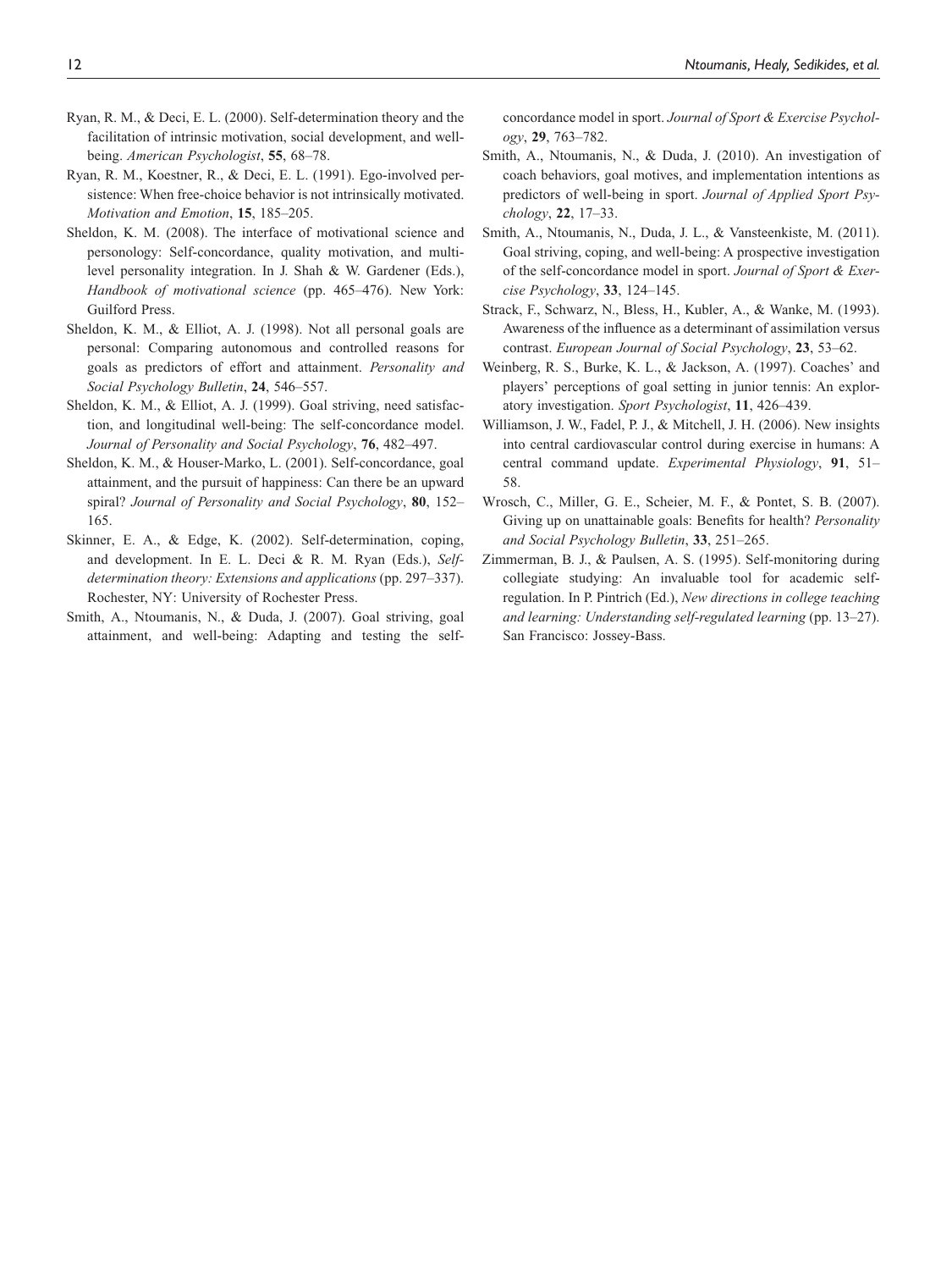Ryan, R. M., & Deci, E. L. (2000). Self-determination theory and the facilitation of intrinsic motivation, social development, and well-being. *American Psychologist*, **55**, 68–78.

Ryan, R. M., Koestner, R., & Deci, E. L. (1991). Ego-involved persistence: When free-choice behavior is not intrinsically motivated. *Motivation and Emotion*, **15**, 185–205.

Sheldon, K. M. (2008). The interface of motivational science and personology: Self-concordance, quality motivation, and multi-level personality integration. In J. Shah & W. Gardener (Eds.), *Handbook of motivational science* (pp. 465–476). New York: Guilford Press.

Sheldon, K. M., & Elliot, A. J. (1998). Not all personal goals are personal: Comparing autonomous and controlled reasons for goals as predictors of effort and attainment. *Personality and Social Psychology Bulletin*, **24**, 546–557.

Sheldon, K. M., & Elliot, A. J. (1999). Goal striving, need satisfaction, and longitudinal well-being: The self-concordance model. *Journal of Personality and Social Psychology*, **76**, 482–497.

Sheldon, K. M., & Houser-Marko, L. (2001). Self-concordance, goal attainment, and the pursuit of happiness: Can there be an upward spiral? *Journal of Personality and Social Psychology*, **80**, 152–165.

Skinner, E. A., & Edge, K. (2002). Self-determination, coping, and development. In E. L. Deci & R. M. Ryan (Eds.), *Self-determination theory: Extensions and applications* (pp. 297–337). Rochester, NY: University of Rochester Press.

Smith, A., Ntoumanis, N., & Duda, J. (2007). Goal striving, goal attainment, and well-being: Adapting and testing the self-concordance model in sport. *Journal of Sport & Exercise Psychology*, **29**, 763–782.

Smith, A., Ntoumanis, N., & Duda, J. (2010). An investigation of coach behaviors, goal motives, and implementation intentions as predictors of well-being in sport. *Journal of Applied Sport Psychology*, **22**, 17–33.

Smith, A., Ntoumanis, N., Duda, J. L., & Vansteenkiste, M. (2011). Goal striving, coping, and well-being: A prospective investigation of the self-concordance model in sport. *Journal of Sport & Exercise Psychology*, **33**, 124–145.

Strack, F., Schwarz, N., Bless, H., Kubler, A., & Wanke, M. (1993). Awareness of the influence as a determinant of assimilation versus contrast. *European Journal of Social Psychology*, **23**, 53–62.

Weinberg, R. S., Burke, K. L., & Jackson, A. (1997). Coaches' and players' perceptions of goal setting in junior tennis: An exploratory investigation. *Sport Psychologist*, **11**, 426–439.

Williamson, J. W., Fadel, P. J., & Mitchell, J. H. (2006). New insights into central cardiovascular control during exercise in humans: A central command update. *Experimental Physiology*, **91**, 51–58.

Wrosch, C., Miller, G. E., Scheier, M. F., & Pontet, S. B. (2007). Giving up on unattainable goals: Benefits for health? *Personality and Social Psychology Bulletin*, **33**, 251–265.

Zimmerman, B. J., & Paulsen, A. S. (1995). Self-monitoring during collegiate studying: An invaluable tool for academic self-regulation. In P. Pintrich (Ed.), *New directions in college teaching and learning: Understanding self-regulated learning* (pp. 13–27). San Francisco: Jossey-Bass.